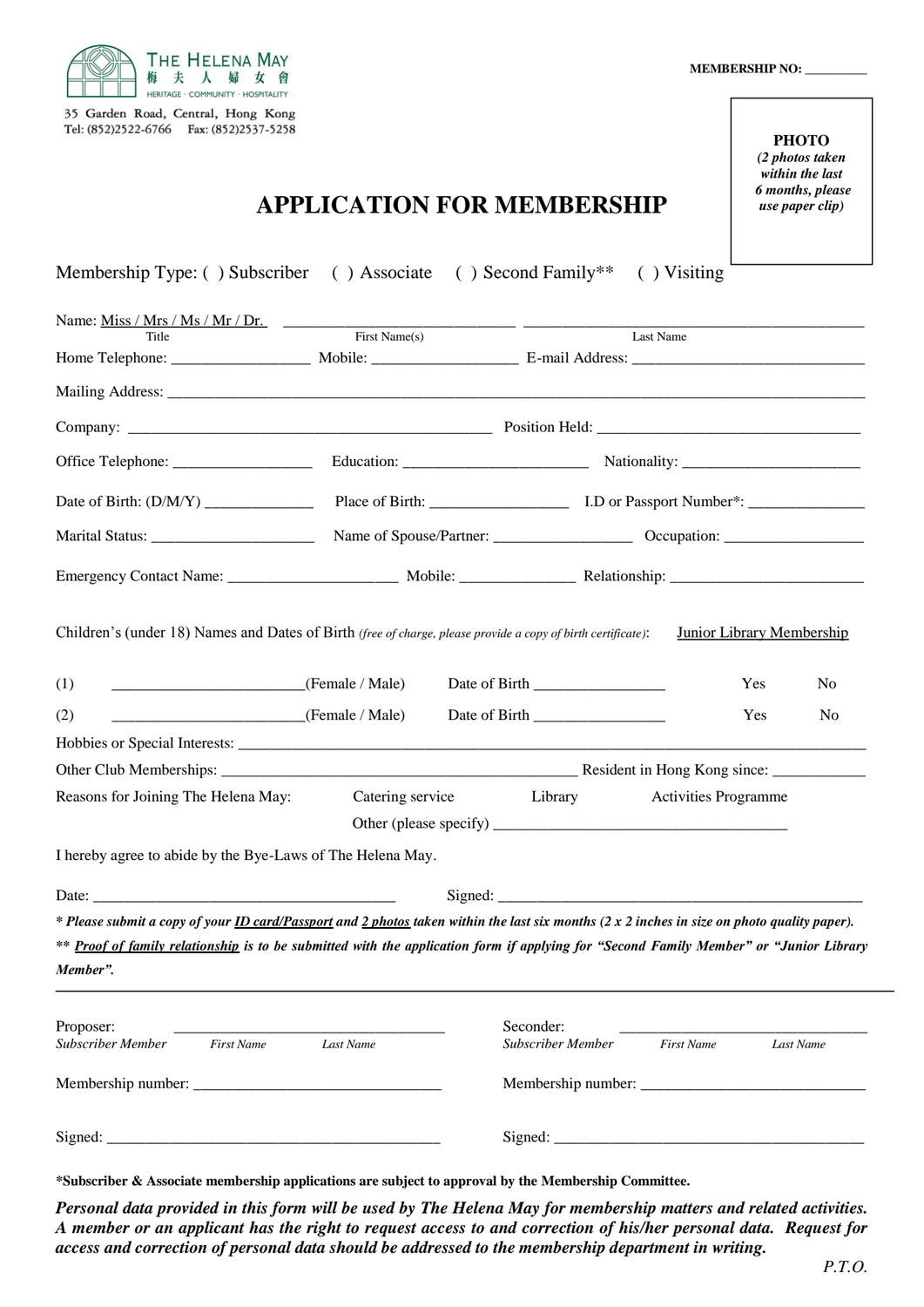THE HELENA MAY
梅夫人婦女會
HERITAGE · COMMUNITY · HOSPITALITY

35 Garden Road, Central, Hong Kong
Tel: (852)2522-6766 Fax: (852)2537-5258

**MEMBERSHIP NO:** _________

**PHOTO**
***(2 photos taken within the last 6 months, please use paper clip)***

# APPLICATION FOR MEMBERSHIP

Membership Type: ( ) Subscriber ( ) Associate ( ) Second Family** ( ) Visiting

Name: Miss / Mrs / Ms / Mr / Dr. ____________________________ ________________________________________
Title First Name(s) Last Name

Home Telephone: _________________ Mobile: __________________ E-mail Address: ______________________________

Mailing Address: ______________________________________________________________________________________

Company: ______________________________________________ Position Held: __________________________________

Office Telephone: _________________ Education: _______________________ Nationality: _______________________

Date of Birth: (D/M/Y) _____________ Place of Birth: _________________ I.D or Passport Number*: ______________

Marital Status: ____________________ Name of Spouse/Partner: _________________ Occupation: ________________

Emergency Contact Name: _____________________ Mobile: ______________ Relationship: ________________________

Children's (under 18) Names and Dates of Birth *(free of charge, please provide a copy of birth certificate)*: Junior Library Membership

(1) ________________________(Female / Male) Date of Birth ________________ Yes No

(2) ________________________(Female / Male) Date of Birth ________________ Yes No

Hobbies or Special Interests: ______________________________________________________________________________

Other Club Memberships: ____________________________________________ Resident in Hong Kong since: ___________

Reasons for Joining The Helena May: Catering service Library Activities Programme

Other (please specify) ______________________________________

I hereby agree to abide by the Bye-Laws of The Helena May.

Date: ______________________________________ Signed: _______________________________________________

***\* Please submit a copy of your ID card/Passport and 2 photos taken within the last six months (2 x 2 inches in size on photo quality paper).***

***\*\* Proof of family relationship is to be submitted with the application form if applying for "Second Family Member" or "Junior Library Member".***

---

Proposer: ________________________________
*Subscriber Member First Name Last Name*

Membership number: ______________________________

Signed: __________________________________________

Seconder: ______________________________
*Subscriber Member First Name Last Name*

Membership number: ______________________________

Signed: __________________________________________

**\*Subscriber & Associate membership applications are subject to approval by the Membership Committee.**

***Personal data provided in this form will be used by The Helena May for membership matters and related activities. A member or an applicant has the right to request access to and correction of his/her personal data. Request for access and correction of personal data should be addressed to the membership department in writing.***

*P.T.O.*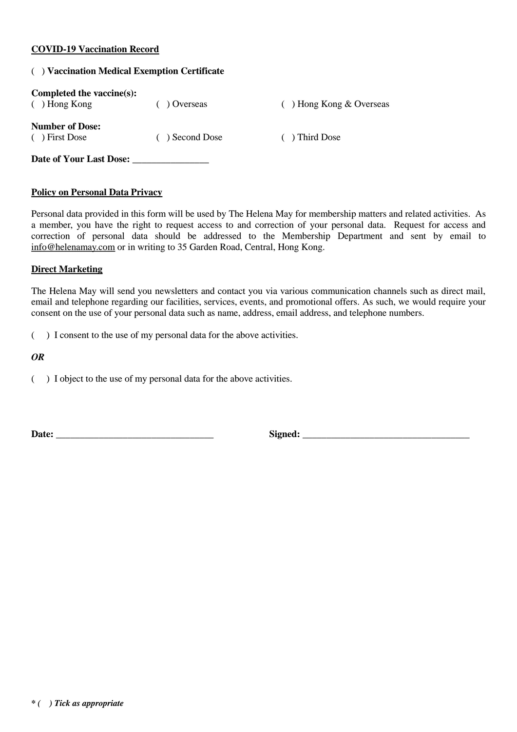**COVID-19 Vaccination Record**

( ) **Vaccination Medical Exemption Certificate**

**Completed the vaccine(s):**

( ) Hong Kong ( ) Overseas ( ) Hong Kong & Overseas

**Number of Dose:**

( ) First Dose ( ) Second Dose ( ) Third Dose

**Date of Your Last Dose:** ________________

**Policy on Personal Data Privacy**

Personal data provided in this form will be used by The Helena May for membership matters and related activities. As a member, you have the right to request access to and correction of your personal data. Request for access and correction of personal data should be addressed to the Membership Department and sent by email to info@helenamay.com or in writing to 35 Garden Road, Central, Hong Kong.

**Direct Marketing**

The Helena May will send you newsletters and contact you via various communication channels such as direct mail, email and telephone regarding our facilities, services, events, and promotional offers. As such, we would require your consent on the use of your personal data such as name, address, email address, and telephone numbers.

( ) I consent to the use of my personal data for the above activities.

***OR***

( ) I object to the use of my personal data for the above activities.

**Date:** __________________________________ **Signed:** ____________________________________

***** *( ) Tick as appropriate*